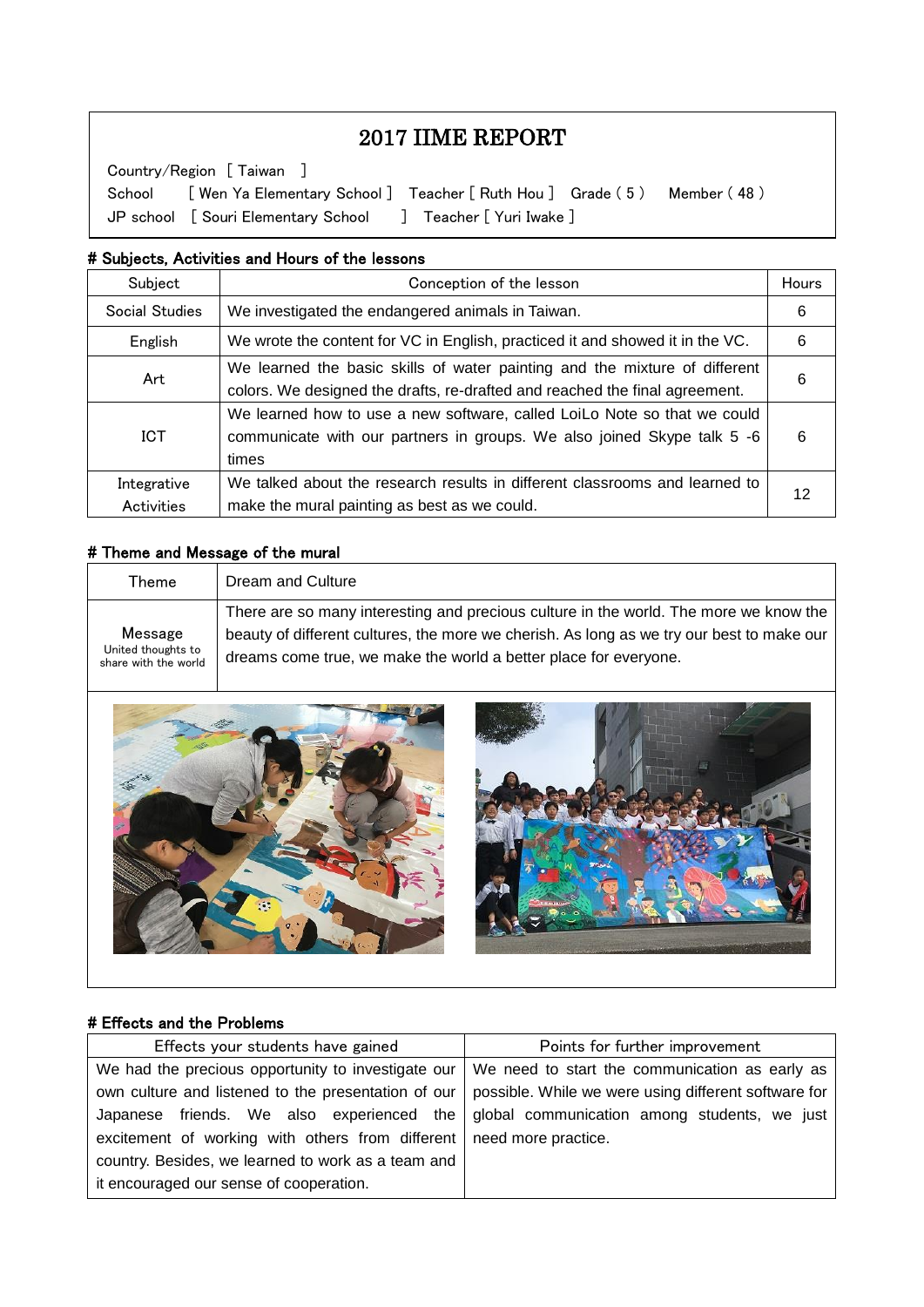# 2017 IIME REPORT

Country/Region [ Taiwan ]

School [ Wen Ya Elementary School ] Teacher [ Ruth Hou ] Grade ( 5 ) Member ( 48 )

JP school [ Souri Elementary School ] Teacher [ Yuri Iwake ]

## # Subjects, Activities and Hours of the lessons

| Subject | Conception of the lesson | Hours |
|---|---|---|
| Social Studies | We investigated the endangered animals in Taiwan. | 6 |
| English | We wrote the content for VC in English, practiced it and showed it in the VC. | 6 |
| Art | We learned the basic skills of water painting and the mixture of different colors. We designed the drafts, re-drafted and reached the final agreement. | 6 |
| ICT | We learned how to use a new software, called LoiLo Note so that we could communicate with our partners in groups. We also joined Skype talk 5 -6 times | 6 |
| Integrative Activities | We talked about the research results in different classrooms and learned to make the mural painting as best as we could. | 12 |

## # Theme and Message of the mural

| Theme | Dream and Culture |
|---|---|
| Message<br>United thoughts to share with the world | There are so many interesting and precious culture in the world. The more we know the beauty of different cultures, the more we cherish. As long as we try our best to make our dreams come true, we make the world a better place for everyone. |

## # Effects and the Problems

| Effects your students have gained | Points for further improvement |
|---|---|
| We had the precious opportunity to investigate our own culture and listened to the presentation of our Japanese friends. We also experienced the excitement of working with others from different country. Besides, we learned to work as a team and it encouraged our sense of cooperation. | We need to start the communication as early as possible. While we were using different software for global communication among students, we just need more practice. |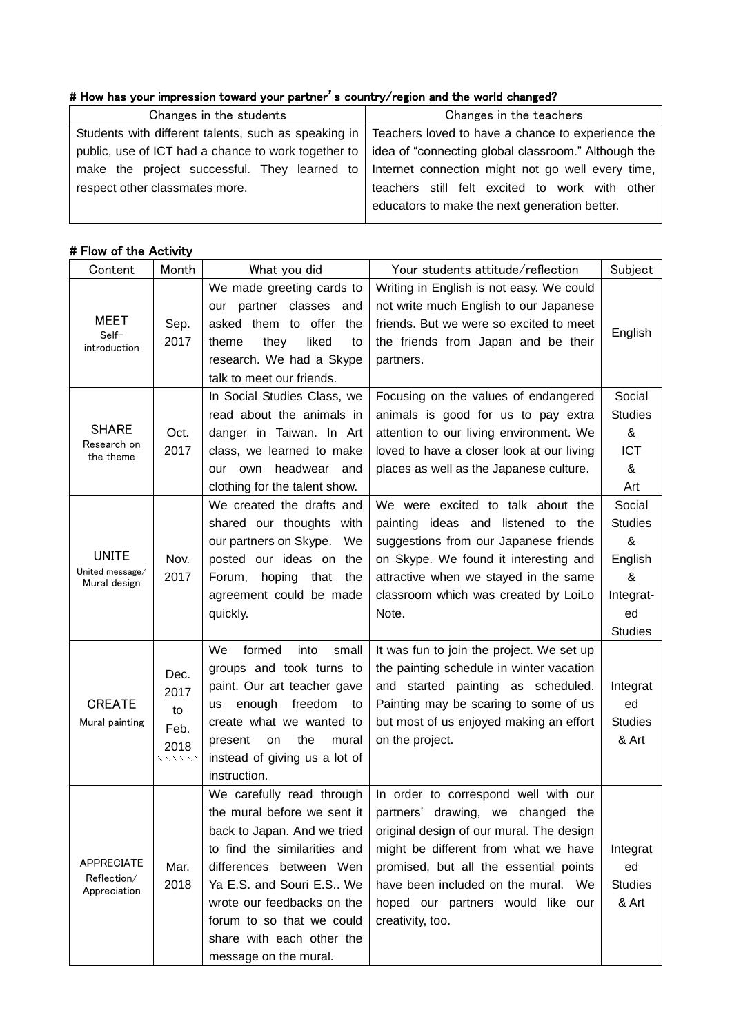# How has your impression toward your partner's country/region and the world changed?

| Changes in the students | Changes in the teachers |
|---|---|
| Students with different talents, such as speaking in public, use of ICT had a chance to work together to make the project successful. They learned to respect other classmates more. | Teachers loved to have a chance to experience the idea of "connecting global classroom." Although the Internet connection might not go well every time, teachers still felt excited to work with other educators to make the next generation better. |

# Flow of the Activity

| Content | Month | What you did | Your students attitude/reflection | Subject |
|---|---|---|---|---|
| MEET<br>Self-introduction | Sep. 2017 | We made greeting cards to our partner classes and asked them to offer the theme they liked to research. We had a Skype talk to meet our friends. | Writing in English is not easy. We could not write much English to our Japanese friends. But we were so excited to meet the friends from Japan and be their partners. | English |
| SHARE<br>Research on the theme | Oct. 2017 | In Social Studies Class, we read about the animals in danger in Taiwan. In Art class, we learned to make our own headwear and clothing for the talent show. | Focusing on the values of endangered animals is good for us to pay extra attention to our living environment. We loved to have a closer look at our living places as well as the Japanese culture. | Social Studies & ICT & Art |
| UNITE<br>United message/ Mural design | Nov. 2017 | We created the drafts and shared our thoughts with our partners on Skype. We posted our ideas on the Forum, hoping that the agreement could be made quickly. | We were excited to talk about the painting ideas and listened to the suggestions from our Japanese friends on Skype. We found it interesting and attractive when we stayed in the same classroom which was created by LoiLo Note. | Social Studies & English & Integrated Studies |
| CREATE<br>Mural painting | Dec. 2017 to Feb. 2018 | We formed into small groups and took turns to paint. Our art teacher gave us enough freedom to create what we wanted to present on the mural instead of giving us a lot of instruction. | It was fun to join the project. We set up the painting schedule in winter vacation and started painting as scheduled. Painting may be scaring to some of us but most of us enjoyed making an effort on the project. | Integrated Studies & Art |
| APPRECIATE<br>Reflection/ Appreciation | Mar. 2018 | We carefully read through the mural before we sent it back to Japan. And we tried to find the similarities and differences between Wen Ya E.S. and Souri E.S.. We wrote our feedbacks on the forum to so that we could share with each other the message on the mural. | In order to correspond well with our partners' drawing, we changed the original design of our mural. The design might be different from what we have promised, but all the essential points have been included on the mural. We hoped our partners would like our creativity, too. | Integrated Studies & Art |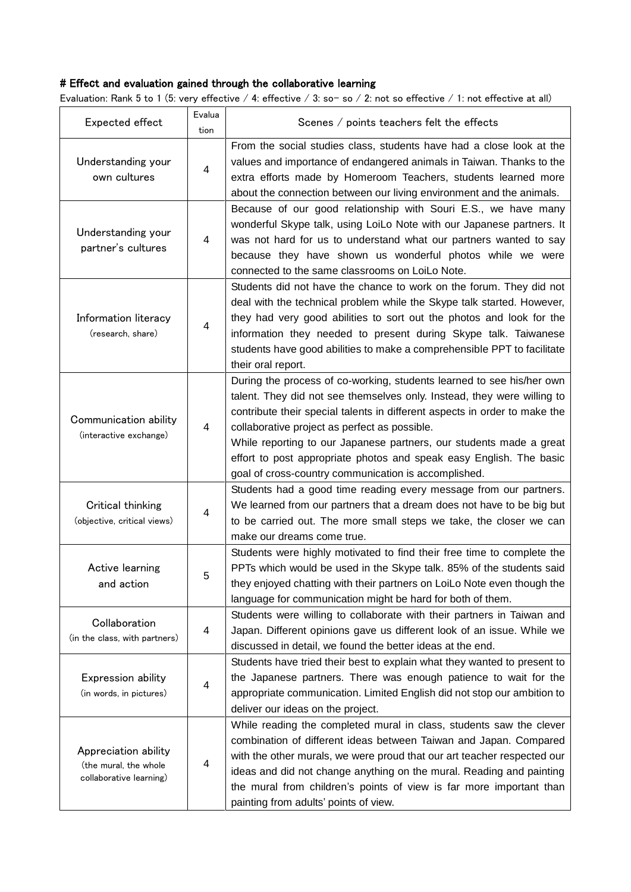# Effect and evaluation gained through the collaborative learning

Evaluation: Rank 5 to 1 (5: very effective / 4: effective / 3: so- so / 2: not so effective / 1: not effective at all)

| Expected effect | Evaluation | Scenes / points teachers felt the effects |
|---|---|---|
| Understanding your own cultures | 4 | From the social studies class, students have had a close look at the values and importance of endangered animals in Taiwan. Thanks to the extra efforts made by Homeroom Teachers, students learned more about the connection between our living environment and the animals. |
| Understanding your partner's cultures | 4 | Because of our good relationship with Souri E.S., we have many wonderful Skype talk, using LoiLo Note with our Japanese partners. It was not hard for us to understand what our partners wanted to say because they have shown us wonderful photos while we were connected to the same classrooms on LoiLo Note. |
| Information literacy (research, share) | 4 | Students did not have the chance to work on the forum. They did not deal with the technical problem while the Skype talk started. However, they had very good abilities to sort out the photos and look for the information they needed to present during Skype talk. Taiwanese students have good abilities to make a comprehensible PPT to facilitate their oral report. |
| Communication ability (interactive exchange) | 4 | During the process of co-working, students learned to see his/her own talent. They did not see themselves only. Instead, they were willing to contribute their special talents in different aspects in order to make the collaborative project as perfect as possible.<br>While reporting to our Japanese partners, our students made a great effort to post appropriate photos and speak easy English. The basic goal of cross-country communication is accomplished. |
| Critical thinking (objective, critical views) | 4 | Students had a good time reading every message from our partners. We learned from our partners that a dream does not have to be big but to be carried out. The more small steps we take, the closer we can make our dreams come true. |
| Active learning and action | 5 | Students were highly motivated to find their free time to complete the PPTs which would be used in the Skype talk. 85% of the students said they enjoyed chatting with their partners on LoiLo Note even though the language for communication might be hard for both of them. |
| Collaboration (in the class, with partners) | 4 | Students were willing to collaborate with their partners in Taiwan and Japan. Different opinions gave us different look of an issue. While we discussed in detail, we found the better ideas at the end. |
| Expression ability (in words, in pictures) | 4 | Students have tried their best to explain what they wanted to present to the Japanese partners. There was enough patience to wait for the appropriate communication. Limited English did not stop our ambition to deliver our ideas on the project. |
| Appreciation ability (the mural, the whole collaborative learning) | 4 | While reading the completed mural in class, students saw the clever combination of different ideas between Taiwan and Japan. Compared with the other murals, we were proud that our art teacher respected our ideas and did not change anything on the mural. Reading and painting the mural from children's points of view is far more important than painting from adults' points of view. |